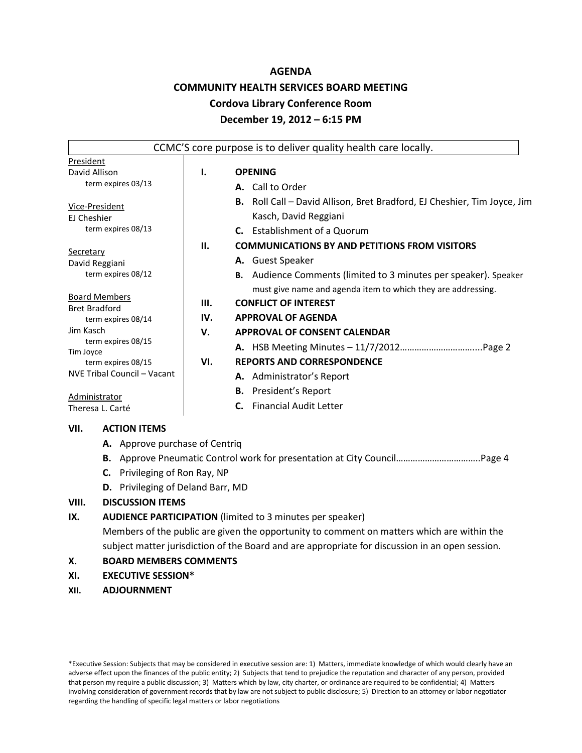# AGENDA

## COMMUNITY HEALTH SERVICES BOARD MEETING

### Cordova Library Conference Room

### December 19, 2012 – 6:15 PM

CCMC'S core purpose is to deliver quality health care locally.

President
David Allison
term expires 03/13

Vice-President
EJ Cheshier
term expires 08/13

Secretary
David Reggiani
term expires 08/12

Board Members
Bret Bradford
term expires 08/14
Jim Kasch
term expires 08/15
Tim Joyce
term expires 08/15
NVE Tribal Council – Vacant

Administrator
Theresa L. Carté

**I. OPENING**

- **A.** Call to Order
- **B.** Roll Call – David Allison, Bret Bradford, EJ Cheshier, Tim Joyce, Jim Kasch, David Reggiani
- **C.** Establishment of a Quorum

**II. COMMUNICATIONS BY AND PETITIONS FROM VISITORS**

- **A.** Guest Speaker
- **B.** Audience Comments (limited to 3 minutes per speaker). Speaker must give name and agenda item to which they are addressing.

**III. CONFLICT OF INTEREST**

**IV. APPROVAL OF AGENDA**

**V. APPROVAL OF CONSENT CALENDAR**

- **A.** HSB Meeting Minutes – 11/7/2012…………………………....Page 2

**VI. REPORTS AND CORRESPONDENCE**

- **A.** Administrator's Report
- **B.** President's Report
- **C.** Financial Audit Letter

**VII. ACTION ITEMS**

- **A.** Approve purchase of Centriq
- **B.** Approve Pneumatic Control work for presentation at City Council……………………………..Page 4
- **C.** Privileging of Ron Ray, NP
- **D.** Privileging of Deland Barr, MD

**VIII. DISCUSSION ITEMS**

**IX. AUDIENCE PARTICIPATION** (limited to 3 minutes per speaker)
Members of the public are given the opportunity to comment on matters which are within the subject matter jurisdiction of the Board and are appropriate for discussion in an open session.

**X. BOARD MEMBERS COMMENTS**

**XI. EXECUTIVE SESSION***

**XII. ADJOURNMENT**

*Executive Session: Subjects that may be considered in executive session are: 1) Matters, immediate knowledge of which would clearly have an adverse effect upon the finances of the public entity; 2) Subjects that tend to prejudice the reputation and character of any person, provided that person my require a public discussion; 3) Matters which by law, city charter, or ordinance are required to be confidential; 4) Matters involving consideration of government records that by law are not subject to public disclosure; 5) Direction to an attorney or labor negotiator regarding the handling of specific legal matters or labor negotiations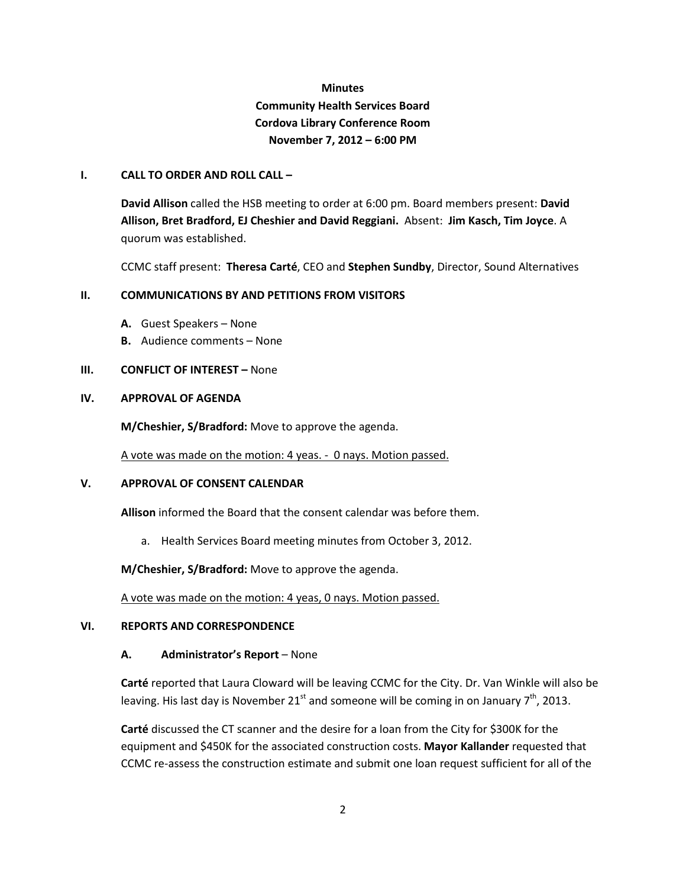**Minutes**
**Community Health Services Board**
**Cordova Library Conference Room**
**November 7, 2012 – 6:00 PM**

**I. CALL TO ORDER AND ROLL CALL –**

**David Allison** called the HSB meeting to order at 6:00 pm. Board members present: **David Allison, Bret Bradford, EJ Cheshier and David Reggiani.** Absent: **Jim Kasch, Tim Joyce**. A quorum was established.

CCMC staff present: **Theresa Carté**, CEO and **Stephen Sundby**, Director, Sound Alternatives

**II. COMMUNICATIONS BY AND PETITIONS FROM VISITORS**

- **A.** Guest Speakers – None
- **B.** Audience comments – None

**III. CONFLICT OF INTEREST –** None

**IV. APPROVAL OF AGENDA**

**M/Cheshier, S/Bradford:** Move to approve the agenda.

A vote was made on the motion: 4 yeas. - 0 nays. Motion passed.

**V. APPROVAL OF CONSENT CALENDAR**

**Allison** informed the Board that the consent calendar was before them.

a. Health Services Board meeting minutes from October 3, 2012.

**M/Cheshier, S/Bradford:** Move to approve the agenda.

A vote was made on the motion: 4 yeas, 0 nays. Motion passed.

**VI. REPORTS AND CORRESPONDENCE**

**A. Administrator's Report** – None

**Carté** reported that Laura Cloward will be leaving CCMC for the City. Dr. Van Winkle will also be leaving. His last day is November 21st and someone will be coming in on January 7th, 2013.

**Carté** discussed the CT scanner and the desire for a loan from the City for $300K for the equipment and $450K for the associated construction costs. **Mayor Kallander** requested that CCMC re-assess the construction estimate and submit one loan request sufficient for all of the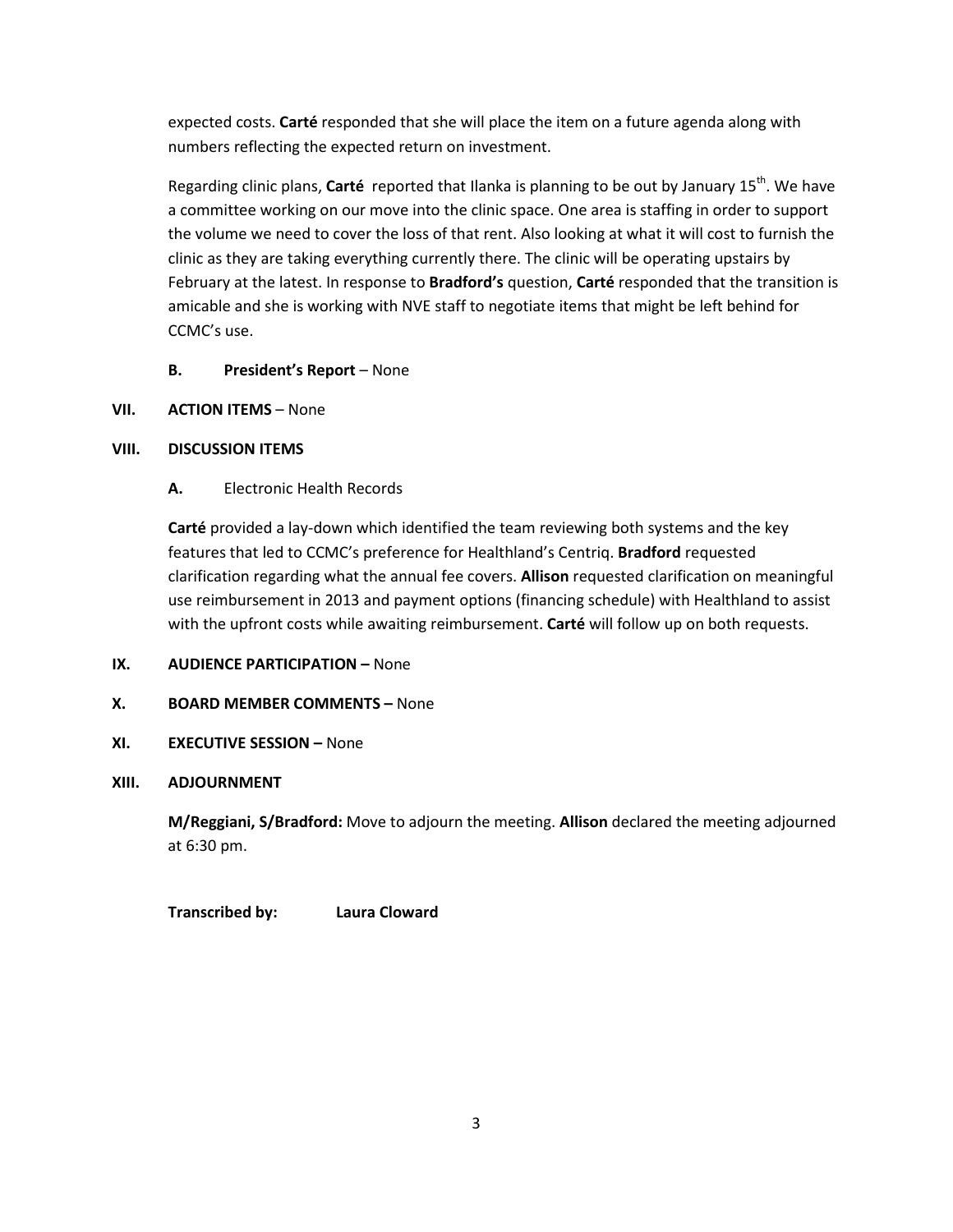expected costs. **Carté** responded that she will place the item on a future agenda along with numbers reflecting the expected return on investment.

Regarding clinic plans, **Carté** reported that Ilanka is planning to be out by January 15th. We have a committee working on our move into the clinic space. One area is staffing in order to support the volume we need to cover the loss of that rent. Also looking at what it will cost to furnish the clinic as they are taking everything currently there. The clinic will be operating upstairs by February at the latest. In response to **Bradford's** question, **Carté** responded that the transition is amicable and she is working with NVE staff to negotiate items that might be left behind for CCMC's use.

**B. President's Report** – None

**VII. ACTION ITEMS** – None

**VIII. DISCUSSION ITEMS**

**A.** Electronic Health Records

**Carté** provided a lay-down which identified the team reviewing both systems and the key features that led to CCMC's preference for Healthland's Centriq. **Bradford** requested clarification regarding what the annual fee covers. **Allison** requested clarification on meaningful use reimbursement in 2013 and payment options (financing schedule) with Healthland to assist with the upfront costs while awaiting reimbursement. **Carté** will follow up on both requests.

**IX. AUDIENCE PARTICIPATION –** None

**X. BOARD MEMBER COMMENTS –** None

**XI. EXECUTIVE SESSION –** None

**XIII. ADJOURNMENT**

**M/Reggiani, S/Bradford:** Move to adjourn the meeting. **Allison** declared the meeting adjourned at 6:30 pm.

**Transcribed by: Laura Cloward**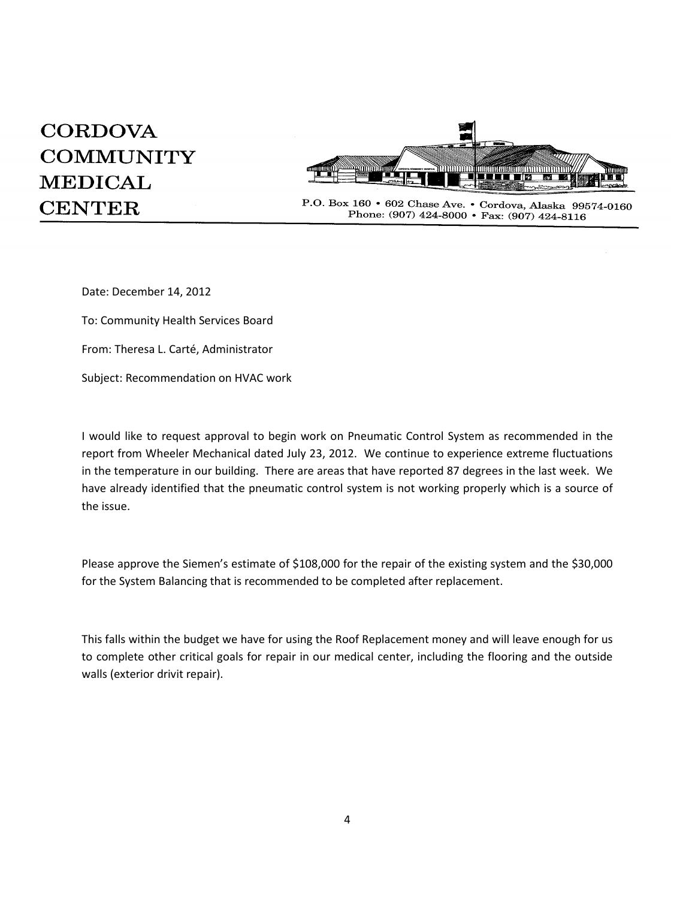# CORDOVA COMMUNITY MEDICAL CENTER

P.O. Box 160 • 602 Chase Ave. • Cordova, Alaska 99574-0160
Phone: (907) 424-8000 • Fax: (907) 424-8116

Date: December 14, 2012

To: Community Health Services Board

From: Theresa L. Carté, Administrator

Subject: Recommendation on HVAC work

I would like to request approval to begin work on Pneumatic Control System as recommended in the report from Wheeler Mechanical dated July 23, 2012. We continue to experience extreme fluctuations in the temperature in our building. There are areas that have reported 87 degrees in the last week. We have already identified that the pneumatic control system is not working properly which is a source of the issue.

Please approve the Siemen's estimate of $108,000 for the repair of the existing system and the $30,000 for the System Balancing that is recommended to be completed after replacement.

This falls within the budget we have for using the Roof Replacement money and will leave enough for us to complete other critical goals for repair in our medical center, including the flooring and the outside walls (exterior drivit repair).